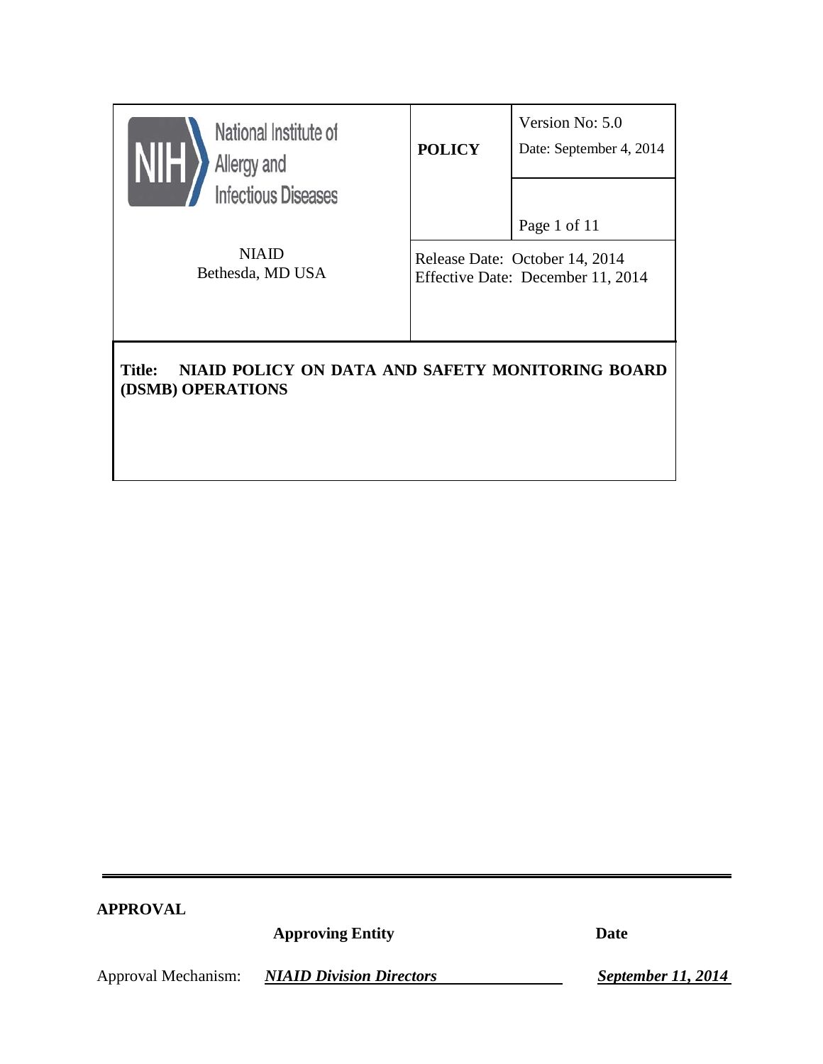| National Institute of Allergy and Infectious Diseases<br><br>NIAID<br>Bethesda, MD USA | **POLICY** | Version No: 5.0<br>Date: September 4, 2014 |
|---|---|---|
| | Release Date: October 14, 2014<br>Effective Date: December 11, 2014 | |

**Title: NIAID POLICY ON DATA AND SAFETY MONITORING BOARD (DSMB) OPERATIONS**

---

**APPROVAL**

| | **Approving Entity** | **Date** |
|---|---|---|
| Approval Mechanism: | ***NIAID Division Directors*** | ***September 11, 2014*** |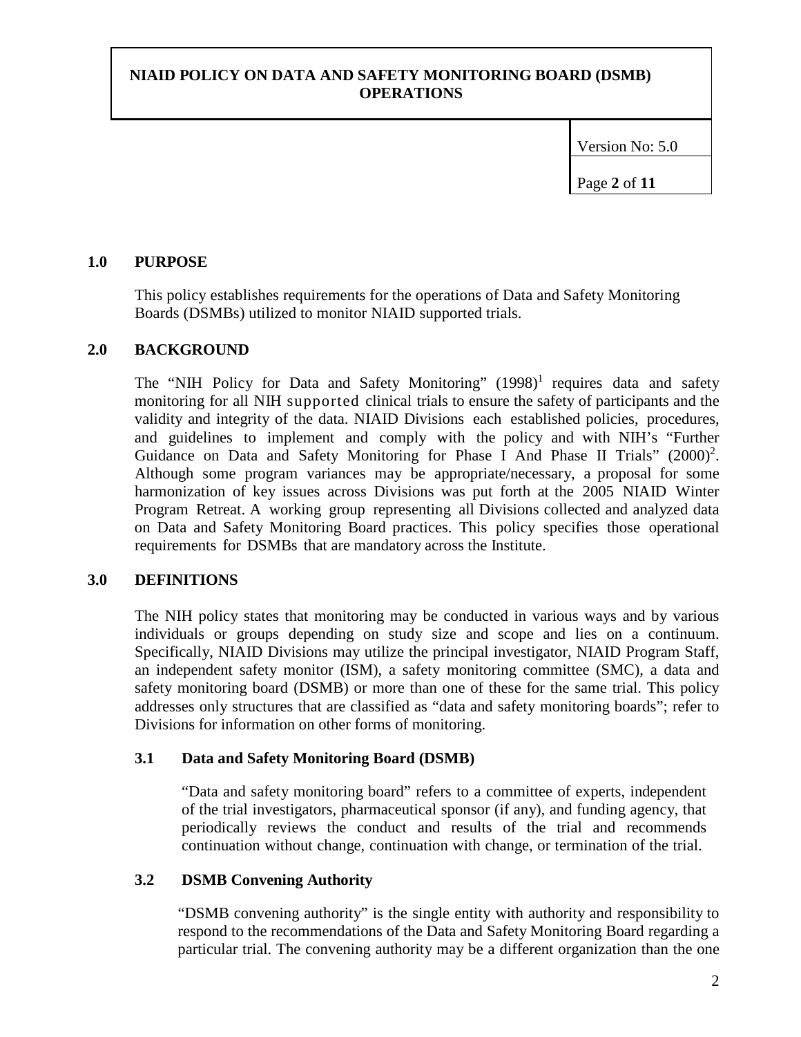## 1.0 PURPOSE

This policy establishes requirements for the operations of Data and Safety Monitoring Boards (DSMBs) utilized to monitor NIAID supported trials.

## 2.0 BACKGROUND

The "NIH Policy for Data and Safety Monitoring" (1998)[1] requires data and safety monitoring for all NIH supported clinical trials to ensure the safety of participants and the validity and integrity of the data. NIAID Divisions each established policies, procedures, and guidelines to implement and comply with the policy and with NIH's "Further Guidance on Data and Safety Monitoring for Phase I And Phase II Trials" (2000)[2]. Although some program variances may be appropriate/necessary, a proposal for some harmonization of key issues across Divisions was put forth at the 2005 NIAID Winter Program Retreat. A working group representing all Divisions collected and analyzed data on Data and Safety Monitoring Board practices. This policy specifies those operational requirements for DSMBs that are mandatory across the Institute.

## 3.0 DEFINITIONS

The NIH policy states that monitoring may be conducted in various ways and by various individuals or groups depending on study size and scope and lies on a continuum. Specifically, NIAID Divisions may utilize the principal investigator, NIAID Program Staff, an independent safety monitor (ISM), a safety monitoring committee (SMC), a data and safety monitoring board (DSMB) or more than one of these for the same trial. This policy addresses only structures that are classified as "data and safety monitoring boards"; refer to Divisions for information on other forms of monitoring.

### 3.1 Data and Safety Monitoring Board (DSMB)

"Data and safety monitoring board" refers to a committee of experts, independent of the trial investigators, pharmaceutical sponsor (if any), and funding agency, that periodically reviews the conduct and results of the trial and recommends continuation without change, continuation with change, or termination of the trial.

### 3.2 DSMB Convening Authority

"DSMB convening authority" is the single entity with authority and responsibility to respond to the recommendations of the Data and Safety Monitoring Board regarding a particular trial. The convening authority may be a different organization than the one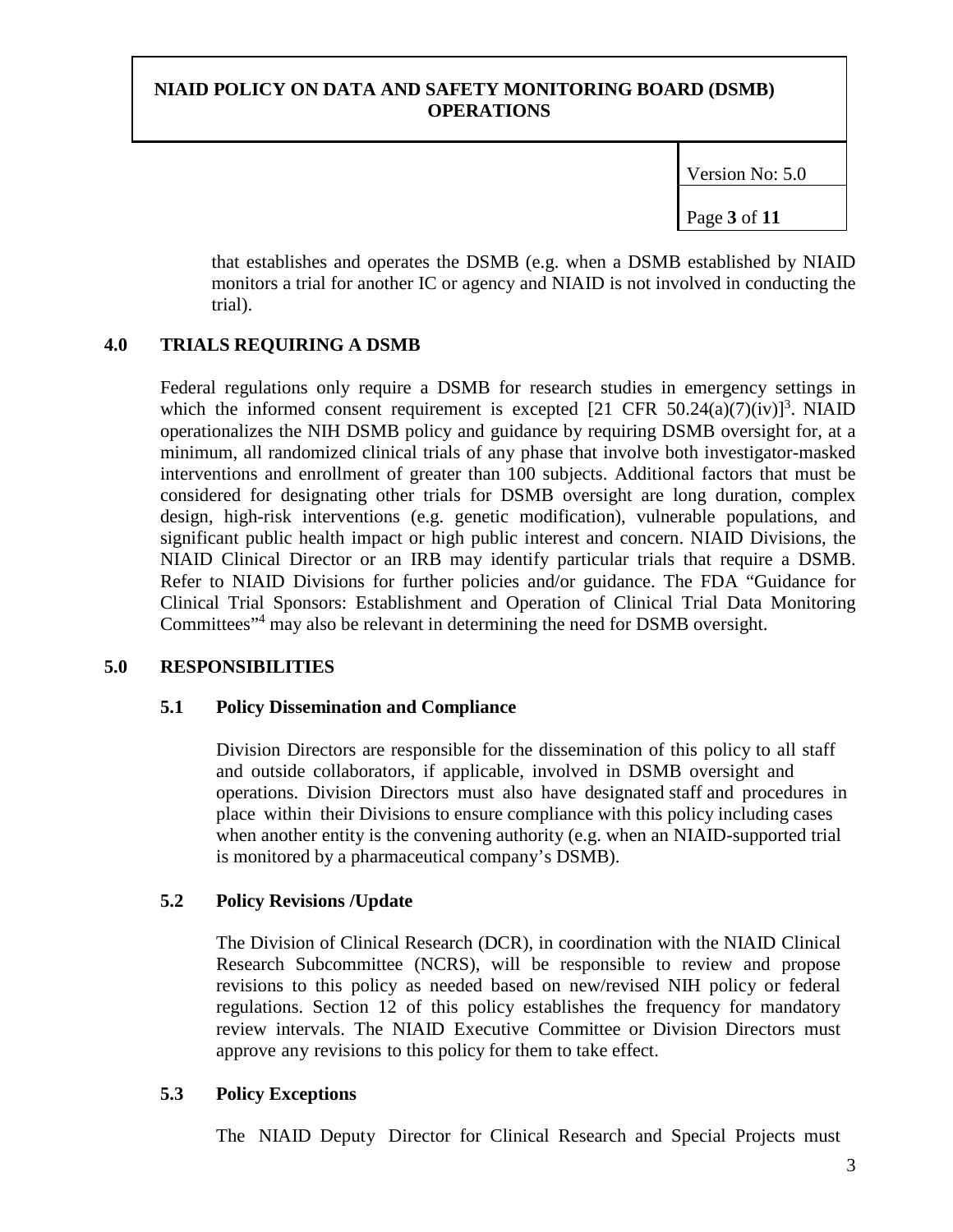that establishes and operates the DSMB (e.g. when a DSMB established by NIAID monitors a trial for another IC or agency and NIAID is not involved in conducting the trial).

## 4.0 TRIALS REQUIRING A DSMB

Federal regulations only require a DSMB for research studies in emergency settings in which the informed consent requirement is excepted [21 CFR 50.24(a)(7)(iv)][3]. NIAID operationalizes the NIH DSMB policy and guidance by requiring DSMB oversight for, at a minimum, all randomized clinical trials of any phase that involve both investigator-masked interventions and enrollment of greater than 100 subjects. Additional factors that must be considered for designating other trials for DSMB oversight are long duration, complex design, high-risk interventions (e.g. genetic modification), vulnerable populations, and significant public health impact or high public interest and concern. NIAID Divisions, the NIAID Clinical Director or an IRB may identify particular trials that require a DSMB. Refer to NIAID Divisions for further policies and/or guidance. The FDA "Guidance for Clinical Trial Sponsors: Establishment and Operation of Clinical Trial Data Monitoring Committees"[4] may also be relevant in determining the need for DSMB oversight.

## 5.0 RESPONSIBILITIES

### 5.1 Policy Dissemination and Compliance

Division Directors are responsible for the dissemination of this policy to all staff and outside collaborators, if applicable, involved in DSMB oversight and operations. Division Directors must also have designated staff and procedures in place within their Divisions to ensure compliance with this policy including cases when another entity is the convening authority (e.g. when an NIAID-supported trial is monitored by a pharmaceutical company's DSMB).

### 5.2 Policy Revisions /Update

The Division of Clinical Research (DCR), in coordination with the NIAID Clinical Research Subcommittee (NCRS), will be responsible to review and propose revisions to this policy as needed based on new/revised NIH policy or federal regulations. Section 12 of this policy establishes the frequency for mandatory review intervals. The NIAID Executive Committee or Division Directors must approve any revisions to this policy for them to take effect.

### 5.3 Policy Exceptions

The NIAID Deputy Director for Clinical Research and Special Projects must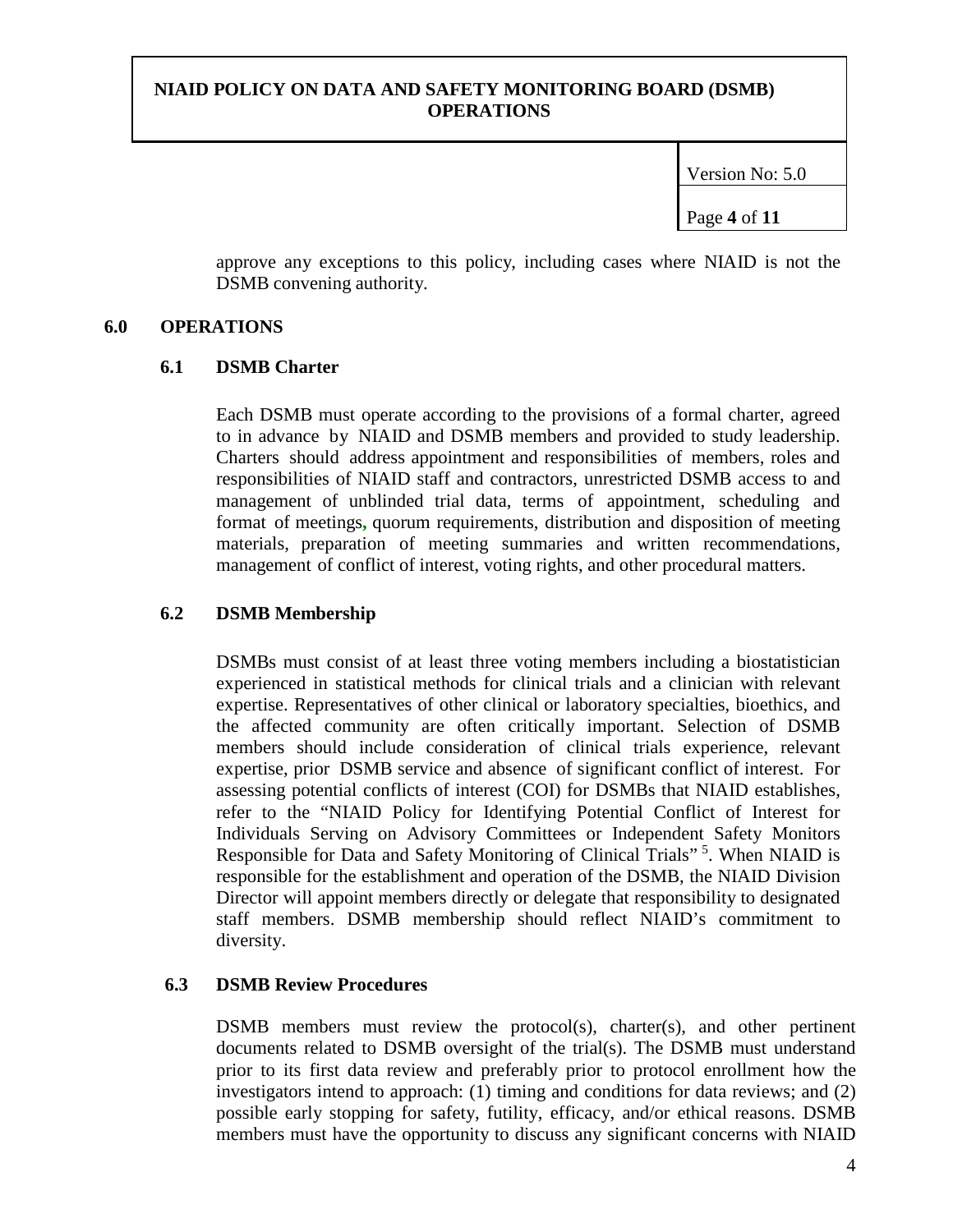approve any exceptions to this policy, including cases where NIAID is not the DSMB convening authority.

## 6.0 OPERATIONS

### 6.1 DSMB Charter

Each DSMB must operate according to the provisions of a formal charter, agreed to in advance by NIAID and DSMB members and provided to study leadership. Charters should address appointment and responsibilities of members, roles and responsibilities of NIAID staff and contractors, unrestricted DSMB access to and management of unblinded trial data, terms of appointment, scheduling and format of meetings, quorum requirements, distribution and disposition of meeting materials, preparation of meeting summaries and written recommendations, management of conflict of interest, voting rights, and other procedural matters.

### 6.2 DSMB Membership

DSMBs must consist of at least three voting members including a biostatistician experienced in statistical methods for clinical trials and a clinician with relevant expertise. Representatives of other clinical or laboratory specialties, bioethics, and the affected community are often critically important. Selection of DSMB members should include consideration of clinical trials experience, relevant expertise, prior DSMB service and absence of significant conflict of interest. For assessing potential conflicts of interest (COI) for DSMBs that NIAID establishes, refer to the "NIAID Policy for Identifying Potential Conflict of Interest for Individuals Serving on Advisory Committees or Independent Safety Monitors Responsible for Data and Safety Monitoring of Clinical Trials" [5]. When NIAID is responsible for the establishment and operation of the DSMB, the NIAID Division Director will appoint members directly or delegate that responsibility to designated staff members. DSMB membership should reflect NIAID's commitment to diversity.

### 6.3 DSMB Review Procedures

DSMB members must review the protocol(s), charter(s), and other pertinent documents related to DSMB oversight of the trial(s). The DSMB must understand prior to its first data review and preferably prior to protocol enrollment how the investigators intend to approach: (1) timing and conditions for data reviews; and (2) possible early stopping for safety, futility, efficacy, and/or ethical reasons. DSMB members must have the opportunity to discuss any significant concerns with NIAID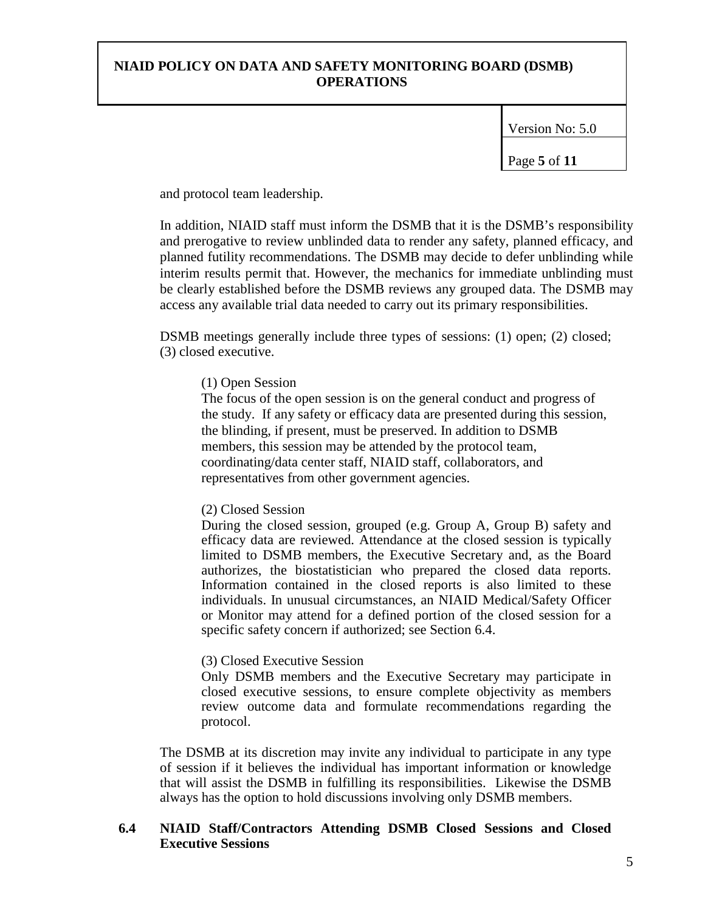and protocol team leadership.

In addition, NIAID staff must inform the DSMB that it is the DSMB's responsibility and prerogative to review unblinded data to render any safety, planned efficacy, and planned futility recommendations. The DSMB may decide to defer unblinding while interim results permit that. However, the mechanics for immediate unblinding must be clearly established before the DSMB reviews any grouped data. The DSMB may access any available trial data needed to carry out its primary responsibilities.

DSMB meetings generally include three types of sessions: (1) open; (2) closed; (3) closed executive.

(1) Open Session
The focus of the open session is on the general conduct and progress of the study. If any safety or efficacy data are presented during this session, the blinding, if present, must be preserved. In addition to DSMB members, this session may be attended by the protocol team, coordinating/data center staff, NIAID staff, collaborators, and representatives from other government agencies.

(2) Closed Session
During the closed session, grouped (e.g. Group A, Group B) safety and efficacy data are reviewed. Attendance at the closed session is typically limited to DSMB members, the Executive Secretary and, as the Board authorizes, the biostatistician who prepared the closed data reports. Information contained in the closed reports is also limited to these individuals. In unusual circumstances, an NIAID Medical/Safety Officer or Monitor may attend for a defined portion of the closed session for a specific safety concern if authorized; see Section 6.4.

(3) Closed Executive Session
Only DSMB members and the Executive Secretary may participate in closed executive sessions, to ensure complete objectivity as members review outcome data and formulate recommendations regarding the protocol.

The DSMB at its discretion may invite any individual to participate in any type of session if it believes the individual has important information or knowledge that will assist the DSMB in fulfilling its responsibilities. Likewise the DSMB always has the option to hold discussions involving only DSMB members.

### 6.4 NIAID Staff/Contractors Attending DSMB Closed Sessions and Closed Executive Sessions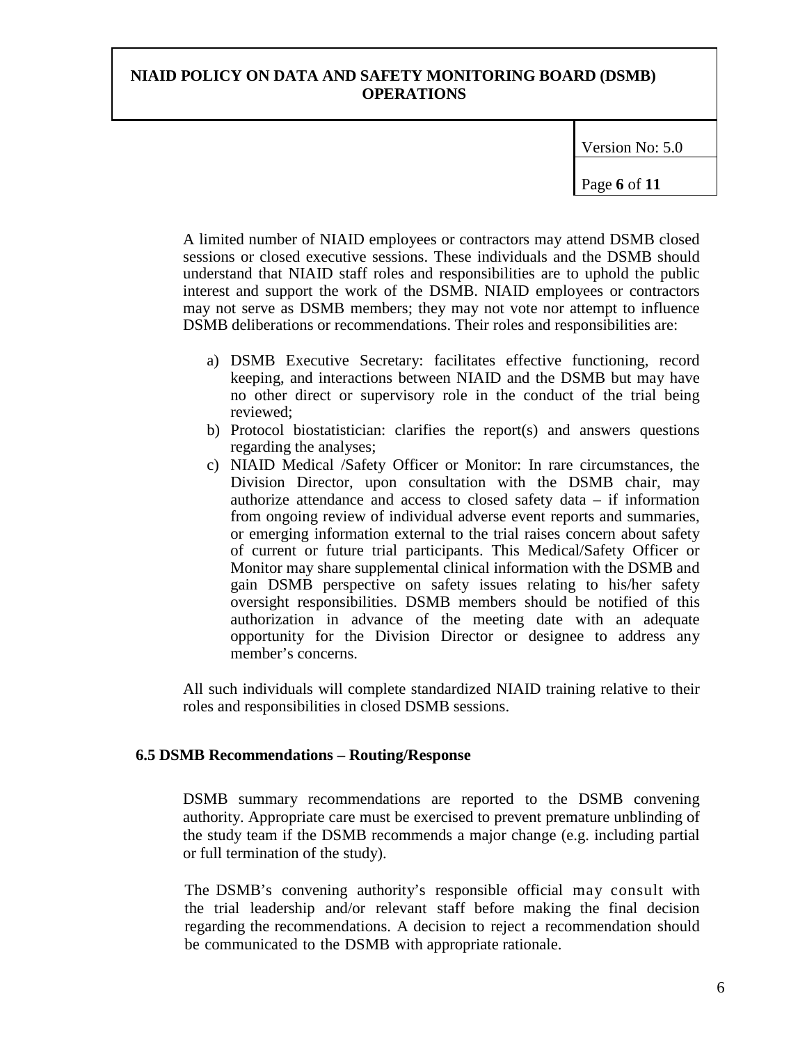A limited number of NIAID employees or contractors may attend DSMB closed sessions or closed executive sessions. These individuals and the DSMB should understand that NIAID staff roles and responsibilities are to uphold the public interest and support the work of the DSMB. NIAID employees or contractors may not serve as DSMB members; they may not vote nor attempt to influence DSMB deliberations or recommendations. Their roles and responsibilities are:

a) DSMB Executive Secretary: facilitates effective functioning, record keeping, and interactions between NIAID and the DSMB but may have no other direct or supervisory role in the conduct of the trial being reviewed;
b) Protocol biostatistician: clarifies the report(s) and answers questions regarding the analyses;
c) NIAID Medical /Safety Officer or Monitor: In rare circumstances, the Division Director, upon consultation with the DSMB chair, may authorize attendance and access to closed safety data – if information from ongoing review of individual adverse event reports and summaries, or emerging information external to the trial raises concern about safety of current or future trial participants. This Medical/Safety Officer or Monitor may share supplemental clinical information with the DSMB and gain DSMB perspective on safety issues relating to his/her safety oversight responsibilities. DSMB members should be notified of this authorization in advance of the meeting date with an adequate opportunity for the Division Director or designee to address any member's concerns.

All such individuals will complete standardized NIAID training relative to their roles and responsibilities in closed DSMB sessions.

### 6.5 DSMB Recommendations – Routing/Response

DSMB summary recommendations are reported to the DSMB convening authority. Appropriate care must be exercised to prevent premature unblinding of the study team if the DSMB recommends a major change (e.g. including partial or full termination of the study).

The DSMB's convening authority's responsible official may consult with the trial leadership and/or relevant staff before making the final decision regarding the recommendations. A decision to reject a recommendation should be communicated to the DSMB with appropriate rationale.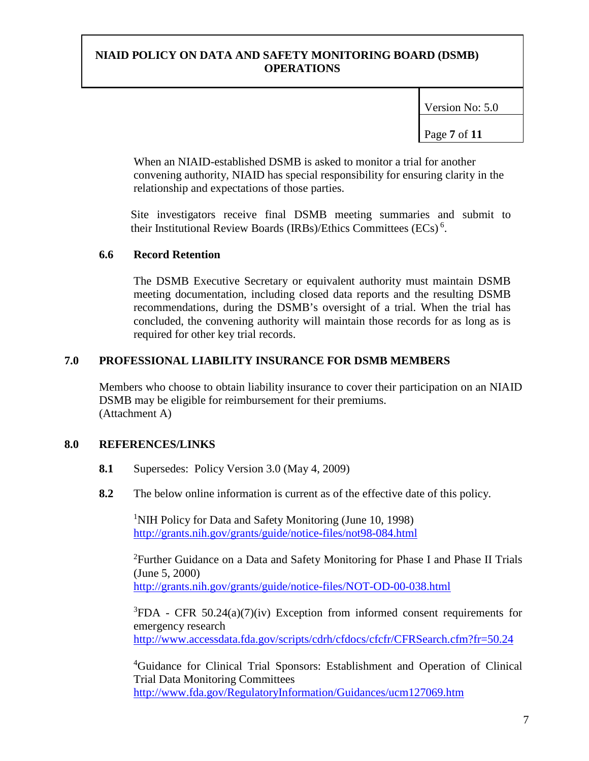When an NIAID-established DSMB is asked to monitor a trial for another convening authority, NIAID has special responsibility for ensuring clarity in the relationship and expectations of those parties.

Site investigators receive final DSMB meeting summaries and submit to their Institutional Review Boards (IRBs)/Ethics Committees (ECs) [6].

### 6.6 Record Retention

The DSMB Executive Secretary or equivalent authority must maintain DSMB meeting documentation, including closed data reports and the resulting DSMB recommendations, during the DSMB's oversight of a trial. When the trial has concluded, the convening authority will maintain those records for as long as is required for other key trial records.

## 7.0 PROFESSIONAL LIABILITY INSURANCE FOR DSMB MEMBERS

Members who choose to obtain liability insurance to cover their participation on an NIAID DSMB may be eligible for reimbursement for their premiums. (Attachment A)

## 8.0 REFERENCES/LINKS

**8.1** Supersedes: Policy Version 3.0 (May 4, 2009)

**8.2** The below online information is current as of the effective date of this policy.

[1]NIH Policy for Data and Safety Monitoring (June 10, 1998)
http://grants.nih.gov/grants/guide/notice-files/not98-084.html

[2]Further Guidance on a Data and Safety Monitoring for Phase I and Phase II Trials (June 5, 2000)
http://grants.nih.gov/grants/guide/notice-files/NOT-OD-00-038.html

[3]FDA - CFR 50.24(a)(7)(iv) Exception from informed consent requirements for emergency research
http://www.accessdata.fda.gov/scripts/cdrh/cfdocs/cfcfr/CFRSearch.cfm?fr=50.24

[4]Guidance for Clinical Trial Sponsors: Establishment and Operation of Clinical Trial Data Monitoring Committees
http://www.fda.gov/RegulatoryInformation/Guidances/ucm127069.htm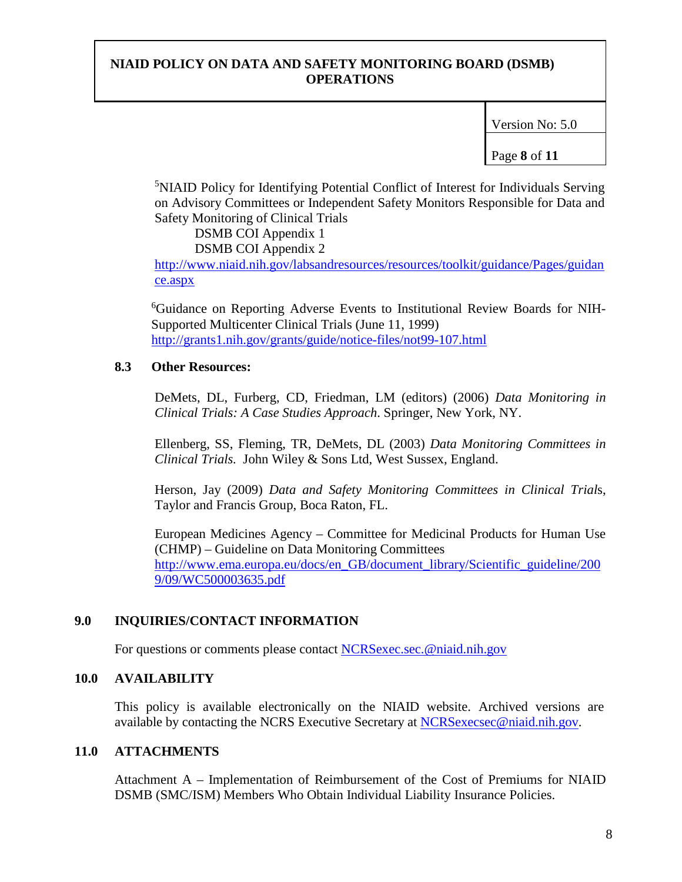[5]NIAID Policy for Identifying Potential Conflict of Interest for Individuals Serving on Advisory Committees or Independent Safety Monitors Responsible for Data and Safety Monitoring of Clinical Trials

DSMB COI Appendix 1

DSMB COI Appendix 2

http://www.niaid.nih.gov/labsandresources/resources/toolkit/guidance/Pages/guidance.aspx

[6]Guidance on Reporting Adverse Events to Institutional Review Boards for NIH-Supported Multicenter Clinical Trials (June 11, 1999)
http://grants1.nih.gov/grants/guide/notice-files/not99-107.html

### 8.3 Other Resources:

DeMets, DL, Furberg, CD, Friedman, LM (editors) (2006) *Data Monitoring in Clinical Trials: A Case Studies Approach*. Springer, New York, NY.

Ellenberg, SS, Fleming, TR, DeMets, DL (2003) *Data Monitoring Committees in Clinical Trials.* John Wiley & Sons Ltd, West Sussex, England.

Herson, Jay (2009) *Data and Safety Monitoring Committees in Clinical Trial*s, Taylor and Francis Group, Boca Raton, FL.

European Medicines Agency – Committee for Medicinal Products for Human Use (CHMP) – Guideline on Data Monitoring Committees
http://www.ema.europa.eu/docs/en_GB/document_library/Scientific_guideline/2009/09/WC500003635.pdf

## 9.0 INQUIRIES/CONTACT INFORMATION

For questions or comments please contact NCRSexec.sec.@niaid.nih.gov

## 10.0 AVAILABILITY

This policy is available electronically on the NIAID website. Archived versions are available by contacting the NCRS Executive Secretary at NCRSexecsec@niaid.nih.gov.

## 11.0 ATTACHMENTS

Attachment A – Implementation of Reimbursement of the Cost of Premiums for NIAID DSMB (SMC/ISM) Members Who Obtain Individual Liability Insurance Policies.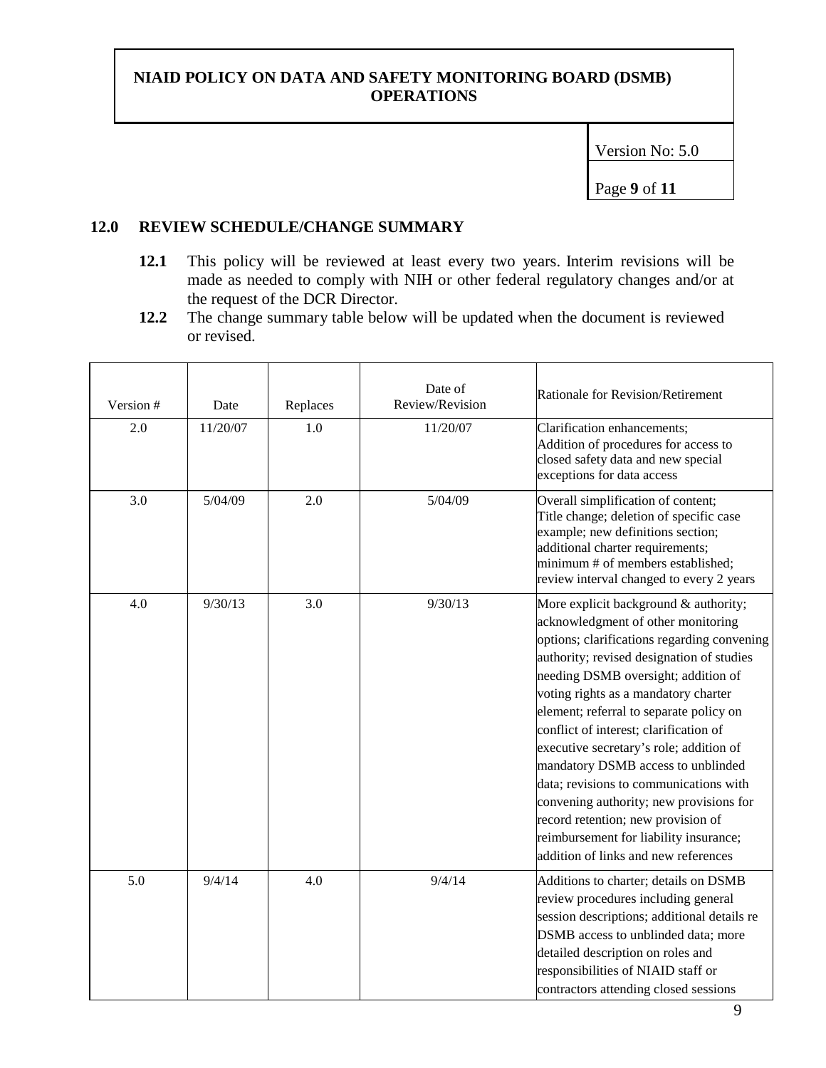## 12.0 REVIEW SCHEDULE/CHANGE SUMMARY

**12.1** This policy will be reviewed at least every two years. Interim revisions will be made as needed to comply with NIH or other federal regulatory changes and/or at the request of the DCR Director.

**12.2** The change summary table below will be updated when the document is reviewed or revised.

| Version # | Date | Replaces | Date of Review/Revision | Rationale for Revision/Retirement |
|---|---|---|---|---|
| 2.0 | 11/20/07 | 1.0 | 11/20/07 | Clarification enhancements; Addition of procedures for access to closed safety data and new special exceptions for data access |
| 3.0 | 5/04/09 | 2.0 | 5/04/09 | Overall simplification of content; Title change; deletion of specific case example; new definitions section; additional charter requirements; minimum # of members established; review interval changed to every 2 years |
| 4.0 | 9/30/13 | 3.0 | 9/30/13 | More explicit background & authority; acknowledgment of other monitoring options; clarifications regarding convening authority; revised designation of studies needing DSMB oversight; addition of voting rights as a mandatory charter element; referral to separate policy on conflict of interest; clarification of executive secretary's role; addition of mandatory DSMB access to unblinded data; revisions to communications with convening authority; new provisions for record retention; new provision of reimbursement for liability insurance; addition of links and new references |
| 5.0 | 9/4/14 | 4.0 | 9/4/14 | Additions to charter; details on DSMB review procedures including general session descriptions; additional details re DSMB access to unblinded data; more detailed description on roles and responsibilities of NIAID staff or contractors attending closed sessions |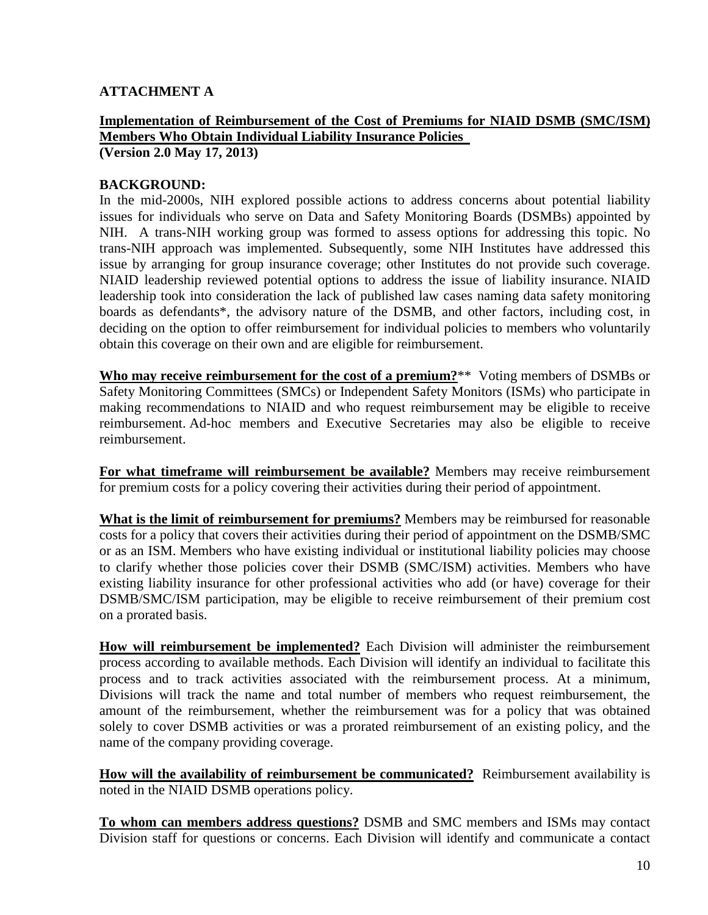## ATTACHMENT A

**Implementation of Reimbursement of the Cost of Premiums for NIAID DSMB (SMC/ISM) Members Who Obtain Individual Liability Insurance Policies**
**(Version 2.0 May 17, 2013)**

**BACKGROUND:**
In the mid-2000s, NIH explored possible actions to address concerns about potential liability issues for individuals who serve on Data and Safety Monitoring Boards (DSMBs) appointed by NIH. A trans-NIH working group was formed to assess options for addressing this topic. No trans-NIH approach was implemented. Subsequently, some NIH Institutes have addressed this issue by arranging for group insurance coverage; other Institutes do not provide such coverage. NIAID leadership reviewed potential options to address the issue of liability insurance. NIAID leadership took into consideration the lack of published law cases naming data safety monitoring boards as defendants*, the advisory nature of the DSMB, and other factors, including cost, in deciding on the option to offer reimbursement for individual policies to members who voluntarily obtain this coverage on their own and are eligible for reimbursement.

**Who may receive reimbursement for the cost of a premium?**** Voting members of DSMBs or Safety Monitoring Committees (SMCs) or Independent Safety Monitors (ISMs) who participate in making recommendations to NIAID and who request reimbursement may be eligible to receive reimbursement. Ad-hoc members and Executive Secretaries may also be eligible to receive reimbursement.

**For what timeframe will reimbursement be available?** Members may receive reimbursement for premium costs for a policy covering their activities during their period of appointment.

**What is the limit of reimbursement for premiums?** Members may be reimbursed for reasonable costs for a policy that covers their activities during their period of appointment on the DSMB/SMC or as an ISM. Members who have existing individual or institutional liability policies may choose to clarify whether those policies cover their DSMB (SMC/ISM) activities. Members who have existing liability insurance for other professional activities who add (or have) coverage for their DSMB/SMC/ISM participation, may be eligible to receive reimbursement of their premium cost on a prorated basis.

**How will reimbursement be implemented?** Each Division will administer the reimbursement process according to available methods. Each Division will identify an individual to facilitate this process and to track activities associated with the reimbursement process. At a minimum, Divisions will track the name and total number of members who request reimbursement, the amount of the reimbursement, whether the reimbursement was for a policy that was obtained solely to cover DSMB activities or was a prorated reimbursement of an existing policy, and the name of the company providing coverage.

**How will the availability of reimbursement be communicated?** Reimbursement availability is noted in the NIAID DSMB operations policy.

**To whom can members address questions?** DSMB and SMC members and ISMs may contact Division staff for questions or concerns. Each Division will identify and communicate a contact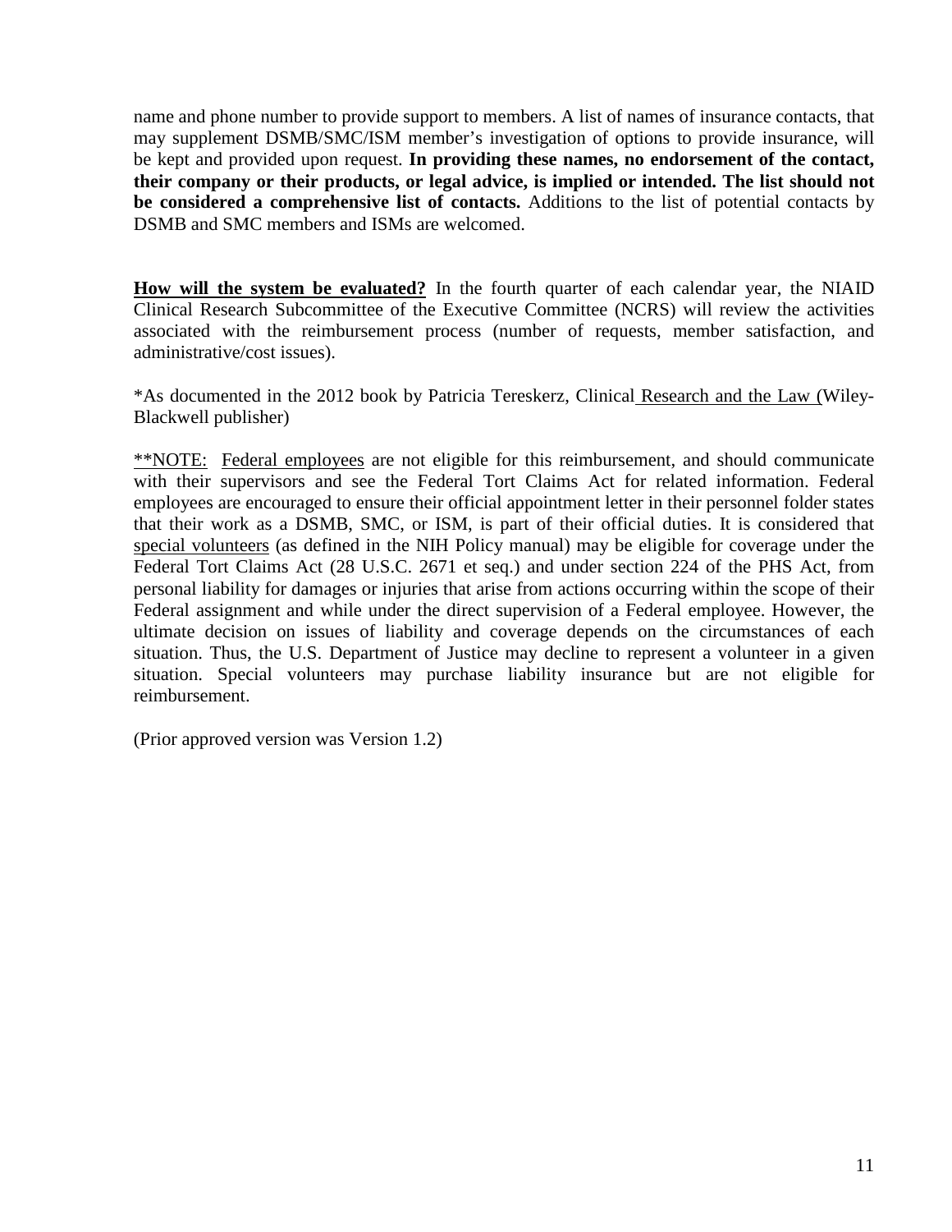name and phone number to provide support to members. A list of names of insurance contacts, that may supplement DSMB/SMC/ISM member's investigation of options to provide insurance, will be kept and provided upon request. **In providing these names, no endorsement of the contact, their company or their products, or legal advice, is implied or intended. The list should not be considered a comprehensive list of contacts.** Additions to the list of potential contacts by DSMB and SMC members and ISMs are welcomed.

**How will the system be evaluated?** In the fourth quarter of each calendar year, the NIAID Clinical Research Subcommittee of the Executive Committee (NCRS) will review the activities associated with the reimbursement process (number of requests, member satisfaction, and administrative/cost issues).

*As documented in the 2012 book by Patricia Tereskerz, Clinical Research and the Law (Wiley-Blackwell publisher)

**NOTE: Federal employees are not eligible for this reimbursement, and should communicate with their supervisors and see the Federal Tort Claims Act for related information. Federal employees are encouraged to ensure their official appointment letter in their personnel folder states that their work as a DSMB, SMC, or ISM, is part of their official duties. It is considered that special volunteers (as defined in the NIH Policy manual) may be eligible for coverage under the Federal Tort Claims Act (28 U.S.C. 2671 et seq.) and under section 224 of the PHS Act, from personal liability for damages or injuries that arise from actions occurring within the scope of their Federal assignment and while under the direct supervision of a Federal employee. However, the ultimate decision on issues of liability and coverage depends on the circumstances of each situation. Thus, the U.S. Department of Justice may decline to represent a volunteer in a given situation. Special volunteers may purchase liability insurance but are not eligible for reimbursement.

(Prior approved version was Version 1.2)